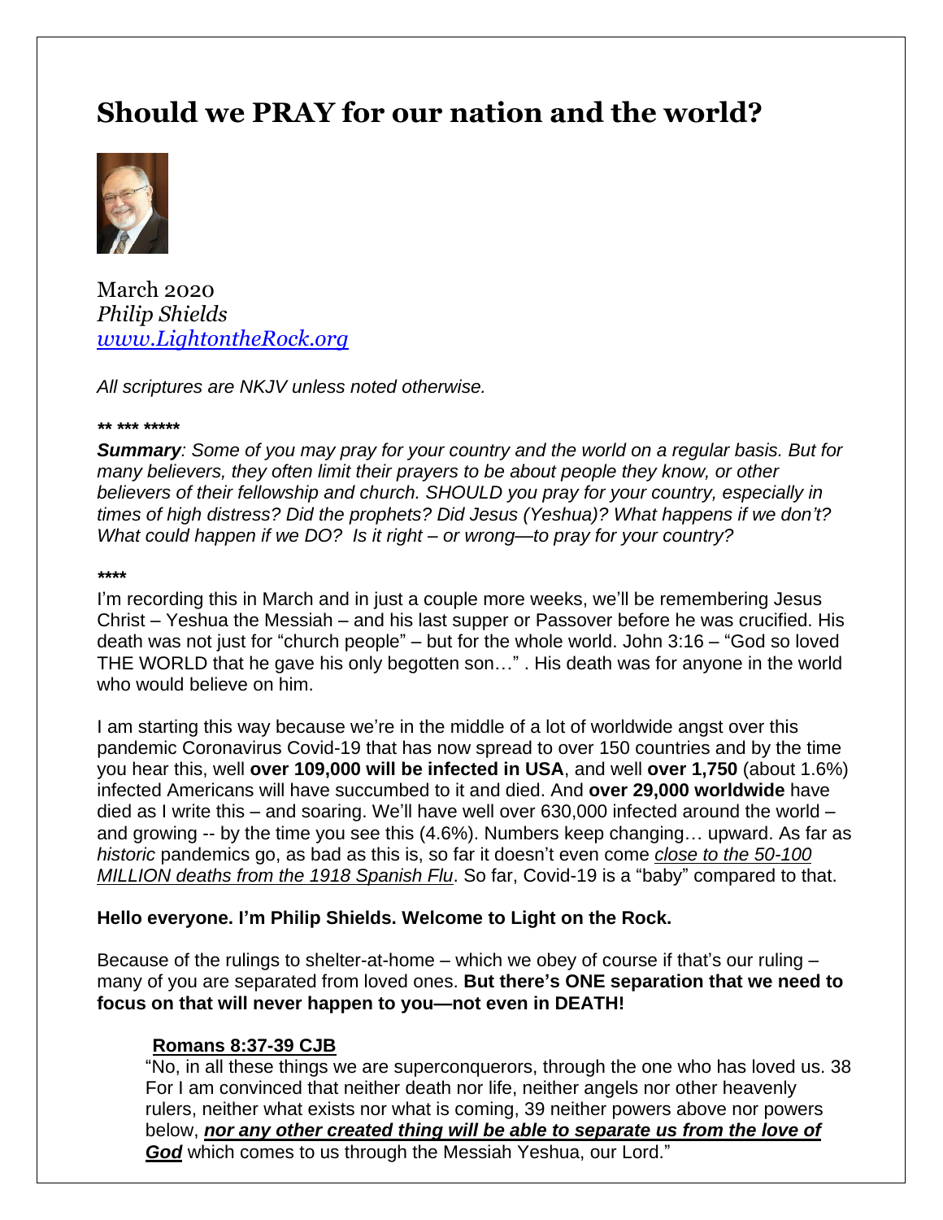# Should we PRAY for our nation and the world?

March 2020
*Philip Shields*
*[www.LightontheRock.org](http://www.LightontheRock.org)*

*All scriptures are NKJV unless noted otherwise.*

***\*\* \*\*\* \*\*\*\*\****

***Summary**: Some of you may pray for your country and the world on a regular basis. But for many believers, they often limit their prayers to be about people they know, or other believers of their fellowship and church. SHOULD you pray for your country, especially in times of high distress? Did the prophets? Did Jesus (Yeshua)? What happens if we don't? What could happen if we DO? Is it right – or wrong—to pray for your country?*

***\*\*\*\****

I'm recording this in March and in just a couple more weeks, we'll be remembering Jesus Christ – Yeshua the Messiah – and his last supper or Passover before he was crucified. His death was not just for "church people" – but for the whole world. John 3:16 – "God so loved THE WORLD that he gave his only begotten son…" . His death was for anyone in the world who would believe on him.

I am starting this way because we're in the middle of a lot of worldwide angst over this pandemic Coronavirus Covid-19 that has now spread to over 150 countries and by the time you hear this, well **over 109,000 will be infected in USA**, and well **over 1,750** (about 1.6%) infected Americans will have succumbed to it and died. And **over 29,000 worldwide** have died as I write this – and soaring. We'll have well over 630,000 infected around the world – and growing -- by the time you see this (4.6%). Numbers keep changing… upward. As far as *historic* pandemics go, as bad as this is, so far it doesn't even come *close to the 50-100 MILLION deaths from the 1918 Spanish Flu*. So far, Covid-19 is a "baby" compared to that.

**Hello everyone. I'm Philip Shields. Welcome to Light on the Rock.**

Because of the rulings to shelter-at-home – which we obey of course if that's our ruling – many of you are separated from loved ones. **But there's ONE separation that we need to focus on that will never happen to you—not even in DEATH!**

> **Romans 8:37-39 CJB**
> "No, in all these things we are superconquerors, through the one who has loved us. 38 For I am convinced that neither death nor life, neither angels nor other heavenly rulers, neither what exists nor what is coming, 39 neither powers above nor powers below, ***nor any other created thing will be able to separate us from the love of God*** which comes to us through the Messiah Yeshua, our Lord."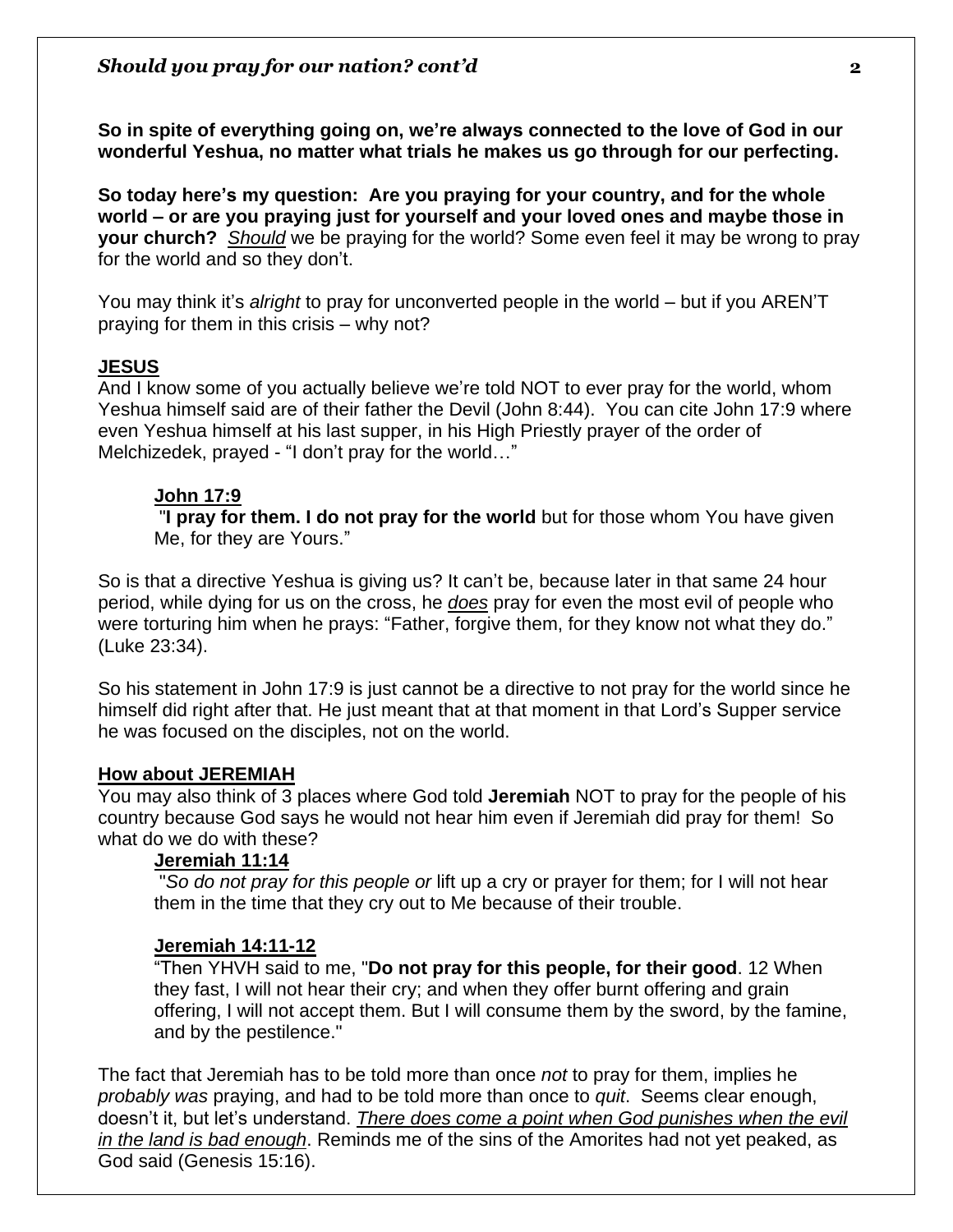**So in spite of everything going on, we're always connected to the love of God in our wonderful Yeshua, no matter what trials he makes us go through for our perfecting.**

**So today here's my question: Are you praying for your country, and for the whole world – or are you praying just for yourself and your loved ones and maybe those in your church?** *Should* we be praying for the world? Some even feel it may be wrong to pray for the world and so they don't.

You may think it's *alright* to pray for unconverted people in the world – but if you AREN'T praying for them in this crisis – why not?

## JESUS

And I know some of you actually believe we're told NOT to ever pray for the world, whom Yeshua himself said are of their father the Devil (John 8:44). You can cite John 17:9 where even Yeshua himself at his last supper, in his High Priestly prayer of the order of Melchizedek, prayed - "I don't pray for the world…"

> **John 17:9**
> "**I pray for them. I do not pray for the world** but for those whom You have given Me, for they are Yours."

So is that a directive Yeshua is giving us? It can't be, because later in that same 24 hour period, while dying for us on the cross, he *does* pray for even the most evil of people who were torturing him when he prays: "Father, forgive them, for they know not what they do." (Luke 23:34).

So his statement in John 17:9 is just cannot be a directive to not pray for the world since he himself did right after that. He just meant that at that moment in that Lord's Supper service he was focused on the disciples, not on the world.

## How about JEREMIAH

You may also think of 3 places where God told **Jeremiah** NOT to pray for the people of his country because God says he would not hear him even if Jeremiah did pray for them! So what do we do with these?

> **Jeremiah 11:14**
> "*So do not pray for this people or* lift up a cry or prayer for them; for I will not hear them in the time that they cry out to Me because of their trouble.
>
> **Jeremiah 14:11-12**
> "Then YHVH said to me, "**Do not pray for this people, for their good**. 12 When they fast, I will not hear their cry; and when they offer burnt offering and grain offering, I will not accept them. But I will consume them by the sword, by the famine, and by the pestilence."

The fact that Jeremiah has to be told more than once *not* to pray for them, implies he *probably was* praying, and had to be told more than once to *quit*. Seems clear enough, doesn't it, but let's understand. *There does come a point when God punishes when the evil in the land is bad enough*. Reminds me of the sins of the Amorites had not yet peaked, as God said (Genesis 15:16).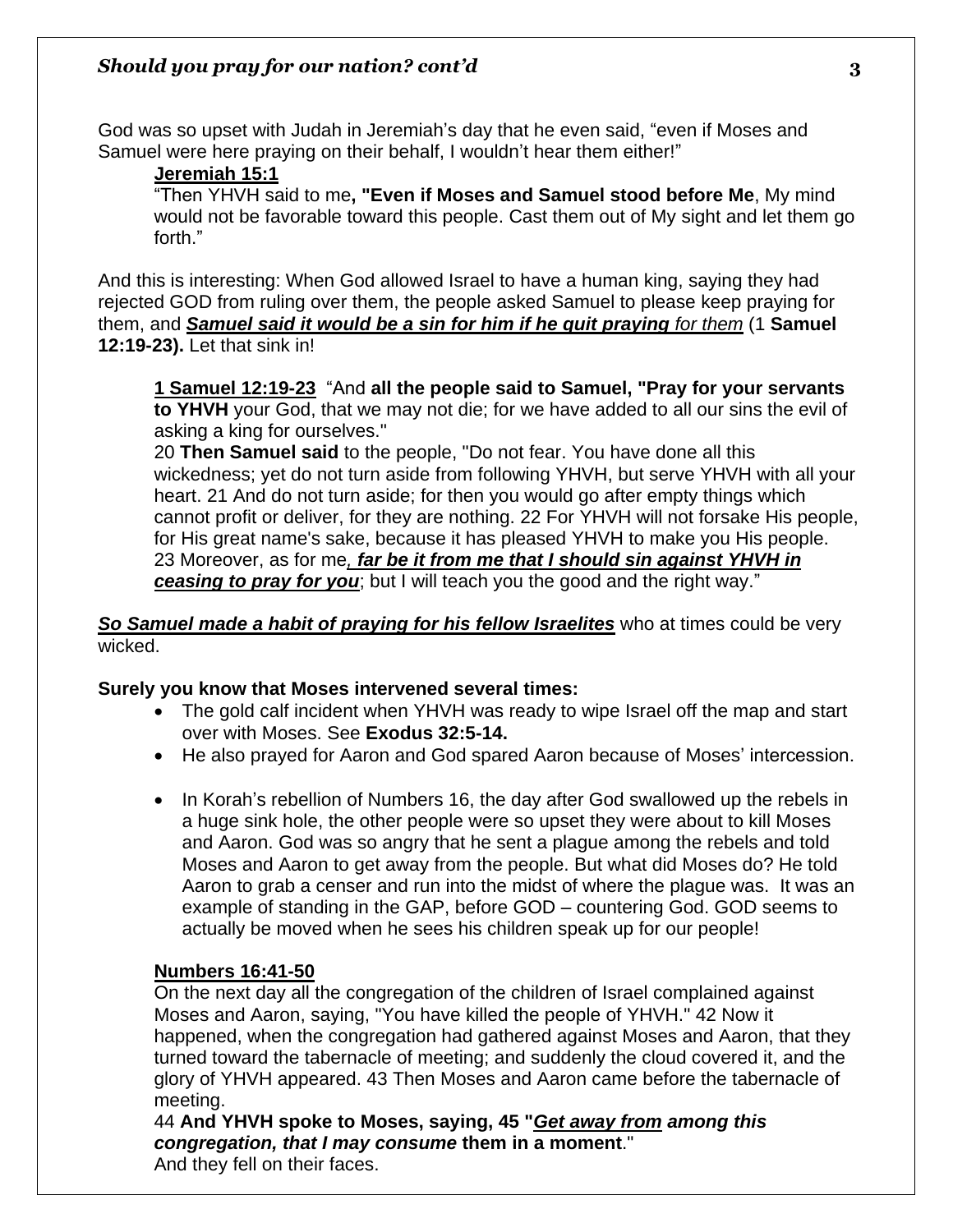God was so upset with Judah in Jeremiah's day that he even said, "even if Moses and Samuel were here praying on their behalf, I wouldn't hear them either!"

> **Jeremiah 15:1**
>
> "Then YHVH said to me**, "Even if Moses and Samuel stood before Me**, My mind would not be favorable toward this people. Cast them out of My sight and let them go forth."

And this is interesting: When God allowed Israel to have a human king, saying they had rejected GOD from ruling over them, the people asked Samuel to please keep praying for them, and ***Samuel said it would be a sin for him if he quit praying*** *for them* (1 **Samuel 12:19-23).** Let that sink in!

> **1 Samuel 12:19-23** "And **all the people said to Samuel, "Pray for your servants to YHVH** your God, that we may not die; for we have added to all our sins the evil of asking a king for ourselves."
>
> 20 **Then Samuel said** to the people, "Do not fear. You have done all this wickedness; yet do not turn aside from following YHVH, but serve YHVH with all your heart. 21 And do not turn aside; for then you would go after empty things which cannot profit or deliver, for they are nothing. 22 For YHVH will not forsake His people, for His great name's sake, because it has pleased YHVH to make you His people. 23 Moreover, as for me***, far be it from me that I should sin against YHVH in ceasing to pray for you***; but I will teach you the good and the right way."

***So Samuel made a habit of praying for his fellow Israelites*** who at times could be very wicked.

**Surely you know that Moses intervened several times:**

- The gold calf incident when YHVH was ready to wipe Israel off the map and start over with Moses. See **Exodus 32:5-14.**
- He also prayed for Aaron and God spared Aaron because of Moses' intercession.
- In Korah's rebellion of Numbers 16, the day after God swallowed up the rebels in a huge sink hole, the other people were so upset they were about to kill Moses and Aaron. God was so angry that he sent a plague among the rebels and told Moses and Aaron to get away from the people. But what did Moses do? He told Aaron to grab a censer and run into the midst of where the plague was. It was an example of standing in the GAP, before GOD – countering God. GOD seems to actually be moved when he sees his children speak up for our people!

> **Numbers 16:41-50**
>
> On the next day all the congregation of the children of Israel complained against Moses and Aaron, saying, "You have killed the people of YHVH." 42 Now it happened, when the congregation had gathered against Moses and Aaron, that they turned toward the tabernacle of meeting; and suddenly the cloud covered it, and the glory of YHVH appeared. 43 Then Moses and Aaron came before the tabernacle of meeting.
>
> 44 **And YHVH spoke to Moses, saying, 45 "*Get away from among this congregation, that I may consume* them in a moment**."
>
> And they fell on their faces.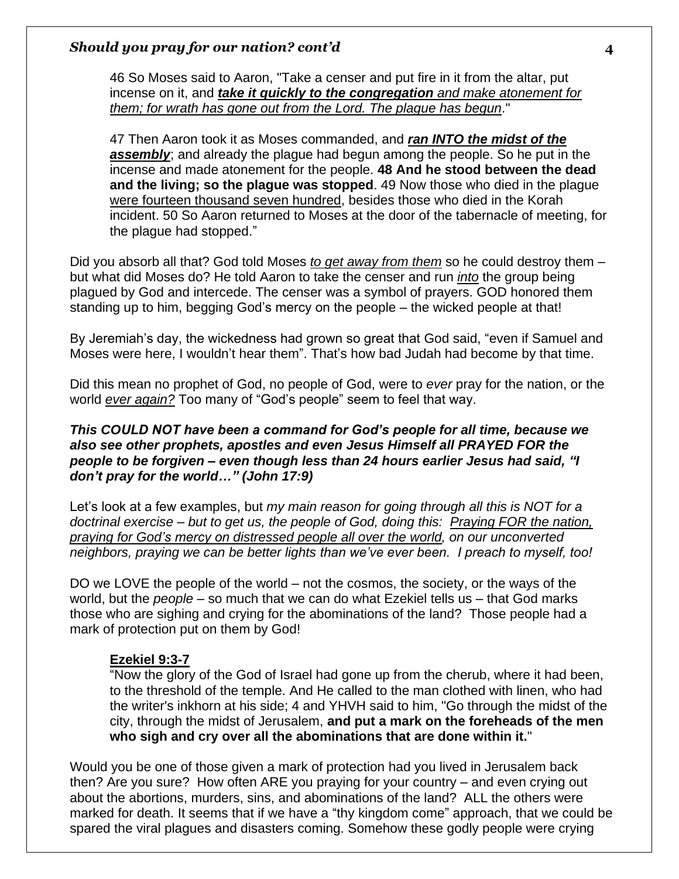46 So Moses said to Aaron, "Take a censer and put fire in it from the altar, put incense on it, and ***take it quickly to the congregation*** *and make atonement for them; for wrath has gone out from the Lord. The plague has begun*."

47 Then Aaron took it as Moses commanded, and ***ran INTO the midst of the assembly***; and already the plague had begun among the people. So he put in the incense and made atonement for the people. **48 And he stood between the dead and the living; so the plague was stopped**. 49 Now those who died in the plague were fourteen thousand seven hundred, besides those who died in the Korah incident. 50 So Aaron returned to Moses at the door of the tabernacle of meeting, for the plague had stopped."

Did you absorb all that? God told Moses *to get away from them* so he could destroy them – but what did Moses do? He told Aaron to take the censer and run *into* the group being plagued by God and intercede. The censer was a symbol of prayers. GOD honored them standing up to him, begging God's mercy on the people – the wicked people at that!

By Jeremiah's day, the wickedness had grown so great that God said, "even if Samuel and Moses were here, I wouldn't hear them". That's how bad Judah had become by that time.

Did this mean no prophet of God, no people of God, were to *ever* pray for the nation, or the world *ever again?* Too many of "God's people" seem to feel that way.

***This COULD NOT have been a command for God's people for all time, because we also see other prophets, apostles and even Jesus Himself all PRAYED FOR the people to be forgiven – even though less than 24 hours earlier Jesus had said, "I don't pray for the world…" (John 17:9)***

Let's look at a few examples, but *my main reason for going through all this is NOT for a doctrinal exercise – but to get us, the people of God, doing this: Praying FOR the nation, praying for God's mercy on distressed people all over the world, on our unconverted neighbors, praying we can be better lights than we've ever been. I preach to myself, too!*

DO we LOVE the people of the world – not the cosmos, the society, or the ways of the world, but the *people* – so much that we can do what Ezekiel tells us – that God marks those who are sighing and crying for the abominations of the land? Those people had a mark of protection put on them by God!

**Ezekiel 9:3-7**

"Now the glory of the God of Israel had gone up from the cherub, where it had been, to the threshold of the temple. And He called to the man clothed with linen, who had the writer's inkhorn at his side; 4 and YHVH said to him, "Go through the midst of the city, through the midst of Jerusalem, **and put a mark on the foreheads of the men who sigh and cry over all the abominations that are done within it.**"

Would you be one of those given a mark of protection had you lived in Jerusalem back then? Are you sure? How often ARE you praying for your country – and even crying out about the abortions, murders, sins, and abominations of the land? ALL the others were marked for death. It seems that if we have a "thy kingdom come" approach, that we could be spared the viral plagues and disasters coming. Somehow these godly people were crying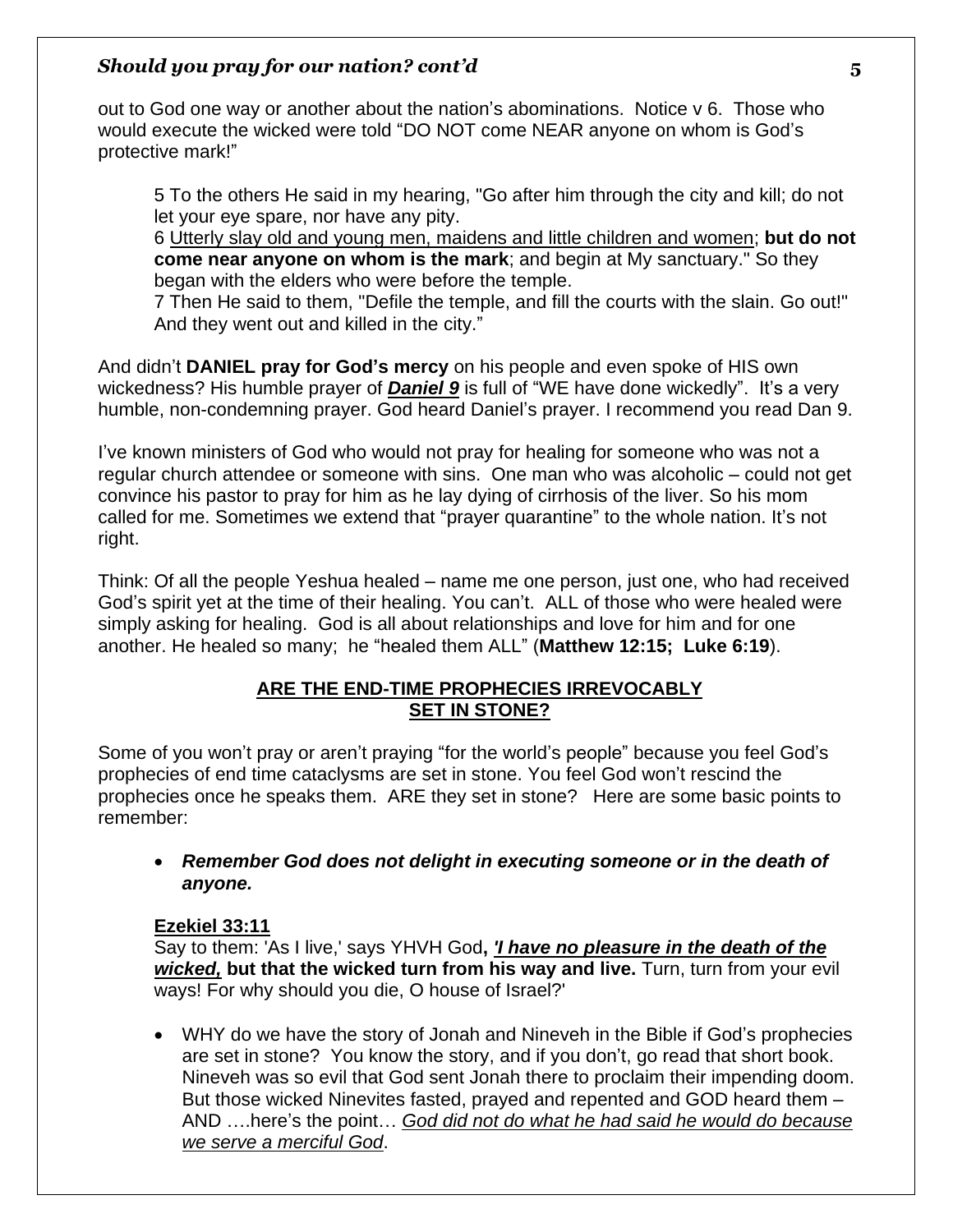out to God one way or another about the nation's abominations. Notice v 6. Those who would execute the wicked were told "DO NOT come NEAR anyone on whom is God's protective mark!"

> 5 To the others He said in my hearing, "Go after him through the city and kill; do not let your eye spare, nor have any pity.
> 6 <u>Utterly slay old and young men, maidens and little children and women</u>; **but do not come near anyone on whom is the mark**; and begin at My sanctuary." So they began with the elders who were before the temple.
> 7 Then He said to them, "Defile the temple, and fill the courts with the slain. Go out!" And they went out and killed in the city."

And didn't **DANIEL pray for God's mercy** on his people and even spoke of HIS own wickedness? His humble prayer of <u>***Daniel 9***</u> is full of "WE have done wickedly". It's a very humble, non-condemning prayer. God heard Daniel's prayer. I recommend you read Dan 9.

I've known ministers of God who would not pray for healing for someone who was not a regular church attendee or someone with sins. One man who was alcoholic – could not get convince his pastor to pray for him as he lay dying of cirrhosis of the liver. So his mom called for me. Sometimes we extend that "prayer quarantine" to the whole nation. It's not right.

Think: Of all the people Yeshua healed – name me one person, just one, who had received God's spirit yet at the time of their healing. You can't. ALL of those who were healed were simply asking for healing. God is all about relationships and love for him and for one another. He healed so many; he "healed them ALL" (**Matthew 12:15; Luke 6:19**).

## <u>ARE THE END-TIME PROPHECIES IRREVOCABLY SET IN STONE?</u>

Some of you won't pray or aren't praying "for the world's people" because you feel God's prophecies of end time cataclysms are set in stone. You feel God won't rescind the prophecies once he speaks them. ARE they set in stone? Here are some basic points to remember:

- ***Remember God does not delight in executing someone or in the death of anyone.***

**<u>Ezekiel 33:11</u>**
Say to them: 'As I live,' says YHVH God**, <u>*'I have no pleasure in the death of the wicked,*</u> but that the wicked turn from his way and live.** Turn, turn from your evil ways! For why should you die, O house of Israel?'

- WHY do we have the story of Jonah and Nineveh in the Bible if God's prophecies are set in stone? You know the story, and if you don't, go read that short book. Nineveh was so evil that God sent Jonah there to proclaim their impending doom. But those wicked Ninevites fasted, prayed and repented and GOD heard them – AND ….here's the point… <u>*God did not do what he had said he would do because we serve a merciful God*</u>.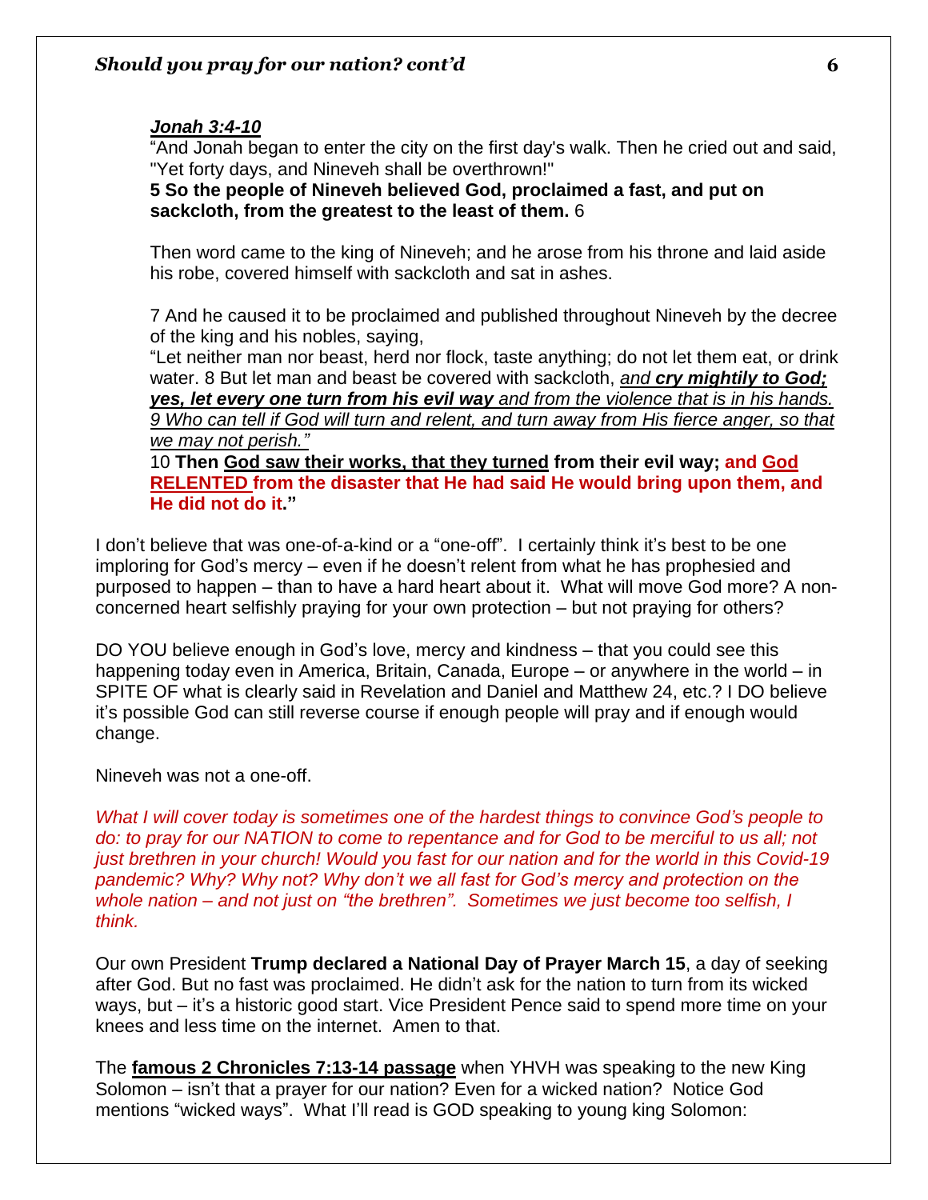***Jonah 3:4-10***

"And Jonah began to enter the city on the first day's walk. Then he cried out and said, "Yet forty days, and Nineveh shall be overthrown!"
**5 So the people of Nineveh believed God, proclaimed a fast, and put on sackcloth, from the greatest to the least of them.** 6

Then word came to the king of Nineveh; and he arose from his throne and laid aside his robe, covered himself with sackcloth and sat in ashes.

7 And he caused it to be proclaimed and published throughout Nineveh by the decree of the king and his nobles, saying,
"Let neither man nor beast, herd nor flock, taste anything; do not let them eat, or drink water. 8 But let man and beast be covered with sackcloth, *and* ***cry mightily to God; yes, let every one turn from his evil way*** *and from the violence that is in his hands. 9 Who can tell if God will turn and relent, and turn away from His fierce anger, so that we may not perish."*
10 **Then God saw their works, that they turned from their evil way; and God RELENTED from the disaster that He had said He would bring upon them, and He did not do it."**

I don't believe that was one-of-a-kind or a "one-off". I certainly think it's best to be one imploring for God's mercy – even if he doesn't relent from what he has prophesied and purposed to happen – than to have a hard heart about it. What will move God more? A non-concerned heart selfishly praying for your own protection – but not praying for others?

DO YOU believe enough in God's love, mercy and kindness – that you could see this happening today even in America, Britain, Canada, Europe – or anywhere in the world – in SPITE OF what is clearly said in Revelation and Daniel and Matthew 24, etc.? I DO believe it's possible God can still reverse course if enough people will pray and if enough would change.

Nineveh was not a one-off.

*What I will cover today is sometimes one of the hardest things to convince God's people to do: to pray for our NATION to come to repentance and for God to be merciful to us all; not just brethren in your church! Would you fast for our nation and for the world in this Covid-19 pandemic? Why? Why not? Why don't we all fast for God's mercy and protection on the whole nation – and not just on "the brethren". Sometimes we just become too selfish, I think.*

Our own President **Trump declared a National Day of Prayer March 15**, a day of seeking after God. But no fast was proclaimed. He didn't ask for the nation to turn from its wicked ways, but – it's a historic good start. Vice President Pence said to spend more time on your knees and less time on the internet. Amen to that.

The **famous 2 Chronicles 7:13-14 passage** when YHVH was speaking to the new King Solomon – isn't that a prayer for our nation? Even for a wicked nation? Notice God mentions "wicked ways". What I'll read is GOD speaking to young king Solomon: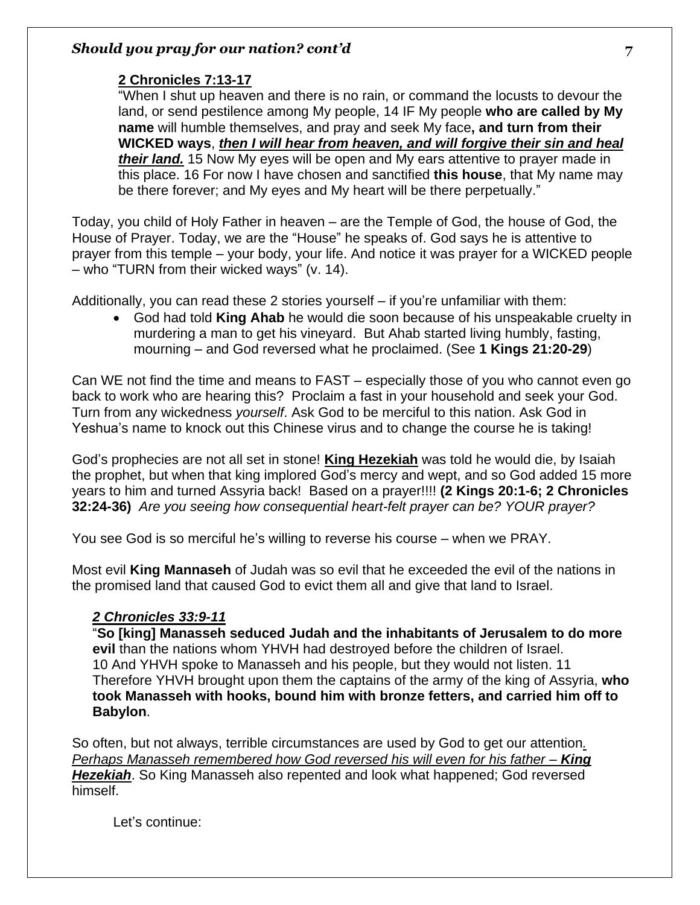**2 Chronicles 7:13-17**

"When I shut up heaven and there is no rain, or command the locusts to devour the land, or send pestilence among My people, 14 IF My people **who are called by My name** will humble themselves, and pray and seek My face**, and turn from their WICKED ways**, ***then I will hear from heaven, and will forgive their sin and heal their land.*** 15 Now My eyes will be open and My ears attentive to prayer made in this place. 16 For now I have chosen and sanctified **this house**, that My name may be there forever; and My eyes and My heart will be there perpetually."

Today, you child of Holy Father in heaven – are the Temple of God, the house of God, the House of Prayer. Today, we are the "House" he speaks of. God says he is attentive to prayer from this temple – your body, your life. And notice it was prayer for a WICKED people – who "TURN from their wicked ways" (v. 14).

Additionally, you can read these 2 stories yourself – if you're unfamiliar with them:

- God had told **King Ahab** he would die soon because of his unspeakable cruelty in murdering a man to get his vineyard. But Ahab started living humbly, fasting, mourning – and God reversed what he proclaimed. (See **1 Kings 21:20-29**)

Can WE not find the time and means to FAST – especially those of you who cannot even go back to work who are hearing this? Proclaim a fast in your household and seek your God. Turn from any wickedness *yourself*. Ask God to be merciful to this nation. Ask God in Yeshua's name to knock out this Chinese virus and to change the course he is taking!

God's prophecies are not all set in stone! **King Hezekiah** was told he would die, by Isaiah the prophet, but when that king implored God's mercy and wept, and so God added 15 more years to him and turned Assyria back! Based on a prayer!!!! **(2 Kings 20:1-6; 2 Chronicles 32:24-36)** *Are you seeing how consequential heart-felt prayer can be? YOUR prayer?*

You see God is so merciful he's willing to reverse his course – when we PRAY.

Most evil **King Mannaseh** of Judah was so evil that he exceeded the evil of the nations in the promised land that caused God to evict them all and give that land to Israel.

***2 Chronicles 33:9-11***

"**So [king] Manasseh seduced Judah and the inhabitants of Jerusalem to do more evil** than the nations whom YHVH had destroyed before the children of Israel. 10 And YHVH spoke to Manasseh and his people, but they would not listen. 11 Therefore YHVH brought upon them the captains of the army of the king of Assyria, **who took Manasseh with hooks, bound him with bronze fetters, and carried him off to Babylon**.

So often, but not always, terrible circumstances are used by God to get our attention. *Perhaps Manasseh remembered how God reversed his will even for his father –* ***King Hezekiah***. So King Manasseh also repented and look what happened; God reversed himself.

Let's continue: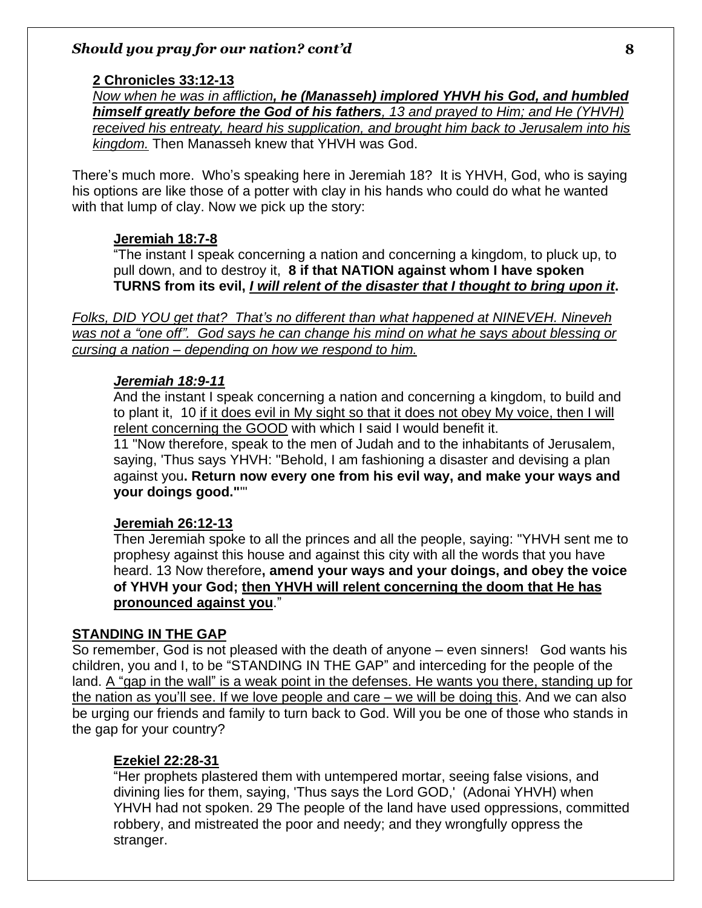**2 Chronicles 33:12-13**

*Now when he was in affliction, **he (Manasseh) implored YHVH his God, and humbled himself greatly before the God of his fathers**, 13 and prayed to Him; and He (YHVH) received his entreaty, heard his supplication, and brought him back to Jerusalem into his kingdom.* Then Manasseh knew that YHVH was God.

There's much more. Who's speaking here in Jeremiah 18? It is YHVH, God, who is saying his options are like those of a potter with clay in his hands who could do what he wanted with that lump of clay. Now we pick up the story:

**Jeremiah 18:7-8**

"The instant I speak concerning a nation and concerning a kingdom, to pluck up, to pull down, and to destroy it, **8 if that NATION against whom I have spoken TURNS from its evil, *I will relent of the disaster that I thought to bring upon it*.**

*Folks, DID YOU get that? That's no different than what happened at NINEVEH. Nineveh was not a "one off". God says he can change his mind on what he says about blessing or cursing a nation – depending on how we respond to him.*

***Jeremiah 18:9-11***

And the instant I speak concerning a nation and concerning a kingdom, to build and to plant it, 10 if it does evil in My sight so that it does not obey My voice, then I will relent concerning the GOOD with which I said I would benefit it.
11 "Now therefore, speak to the men of Judah and to the inhabitants of Jerusalem, saying, 'Thus says YHVH: "Behold, I am fashioning a disaster and devising a plan against you**. Return now every one from his evil way, and make your ways and your doings good."**'"

**Jeremiah 26:12-13**

Then Jeremiah spoke to all the princes and all the people, saying: "YHVH sent me to prophesy against this house and against this city with all the words that you have heard. 13 Now therefore**, amend your ways and your doings, and obey the voice of YHVH your God; then YHVH will relent concerning the doom that He has pronounced against you**."

## STANDING IN THE GAP

So remember, God is not pleased with the death of anyone – even sinners! God wants his children, you and I, to be "STANDING IN THE GAP" and interceding for the people of the land. A "gap in the wall" is a weak point in the defenses. He wants you there, standing up for the nation as you'll see. If we love people and care – we will be doing this. And we can also be urging our friends and family to turn back to God. Will you be one of those who stands in the gap for your country?

**Ezekiel 22:28-31**

"Her prophets plastered them with untempered mortar, seeing false visions, and divining lies for them, saying, 'Thus says the Lord GOD,' (Adonai YHVH) when YHVH had not spoken. 29 The people of the land have used oppressions, committed robbery, and mistreated the poor and needy; and they wrongfully oppress the stranger.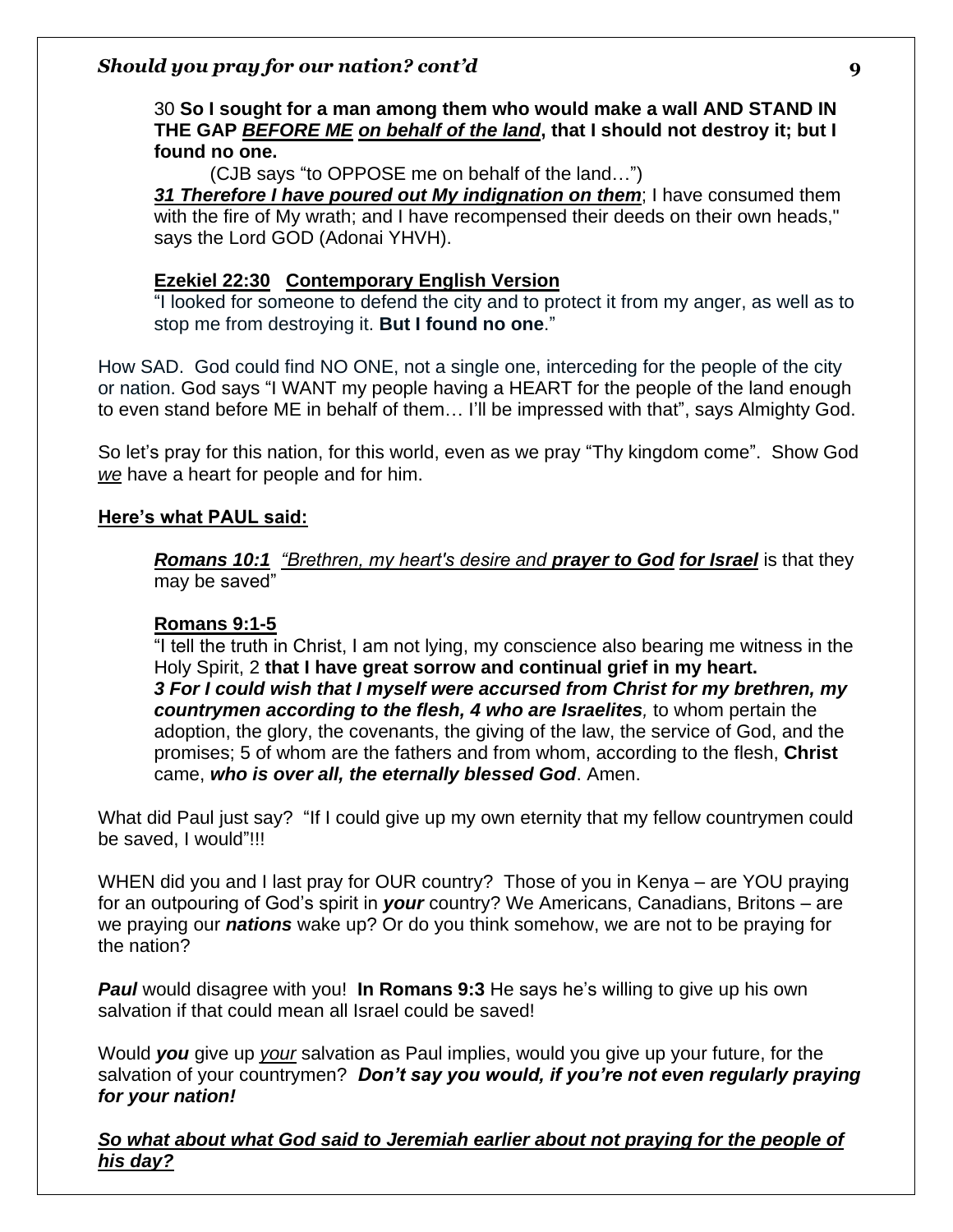30 **So I sought for a man among them who would make a wall AND STAND IN THE GAP *BEFORE ME* *on behalf of the land*, that I should not destroy it; but I found no one.**

(CJB says "to OPPOSE me on behalf of the land…")

***31 Therefore I have poured out My indignation on them***; I have consumed them with the fire of My wrath; and I have recompensed their deeds on their own heads," says the Lord GOD (Adonai YHVH).

**Ezekiel 22:30 Contemporary English Version**

"I looked for someone to defend the city and to protect it from my anger, as well as to stop me from destroying it. **But I found no one**."

How SAD. God could find NO ONE, not a single one, interceding for the people of the city or nation. God says "I WANT my people having a HEART for the people of the land enough to even stand before ME in behalf of them… I'll be impressed with that", says Almighty God.

So let's pray for this nation, for this world, even as we pray "Thy kingdom come". Show God *we* have a heart for people and for him.

**Here's what PAUL said:**

***Romans 10:1*** *"Brethren, my heart's desire and **prayer to God** **for Israel*** is that they may be saved"

**Romans 9:1-5**

"I tell the truth in Christ, I am not lying, my conscience also bearing me witness in the Holy Spirit, 2 **that I have great sorrow and continual grief in my heart.**
***3 For I could wish that I myself were accursed from Christ for my brethren, my countrymen according to the flesh, 4 who are Israelites**,* to whom pertain the adoption, the glory, the covenants, the giving of the law, the service of God, and the promises; 5 of whom are the fathers and from whom, according to the flesh, **Christ** came, ***who is over all, the eternally blessed God***. Amen.

What did Paul just say? "If I could give up my own eternity that my fellow countrymen could be saved, I would"!!!

WHEN did you and I last pray for OUR country? Those of you in Kenya – are YOU praying for an outpouring of God's spirit in ***your*** country? We Americans, Canadians, Britons – are we praying our ***nations*** wake up? Or do you think somehow, we are not to be praying for the nation?

***Paul*** would disagree with you! **In Romans 9:3** He says he's willing to give up his own salvation if that could mean all Israel could be saved!

Would ***you*** give up *your* salvation as Paul implies, would you give up your future, for the salvation of your countrymen? ***Don't say you would, if you're not even regularly praying for your nation!***

***So what about what God said to Jeremiah earlier about not praying for the people of his day?***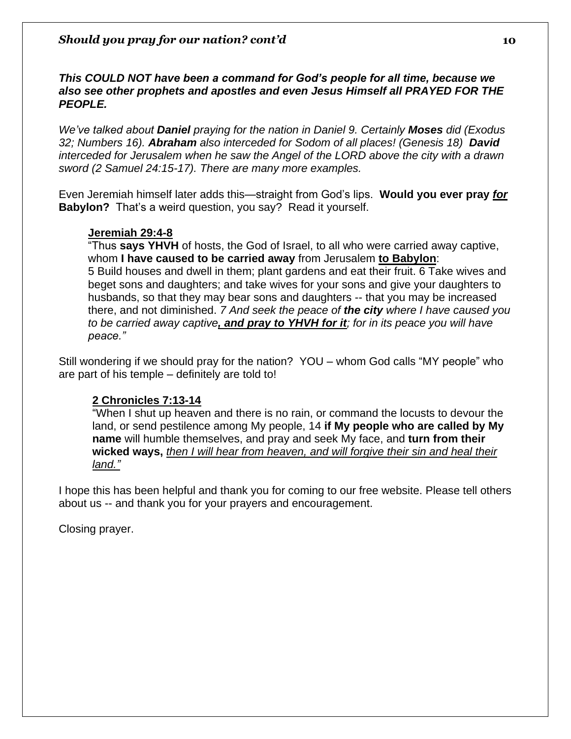***This COULD NOT have been a command for God's people for all time, because we also see other prophets and apostles and even Jesus Himself all PRAYED FOR THE PEOPLE.***

*We've talked about **Daniel** praying for the nation in Daniel 9. Certainly **Moses** did (Exodus 32; Numbers 16). **Abraham** also interceded for Sodom of all places! (Genesis 18) **David** interceded for Jerusalem when he saw the Angel of the LORD above the city with a drawn sword (2 Samuel 24:15-17). There are many more examples.*

Even Jeremiah himself later adds this—straight from God's lips. **Would you ever pray *for* Babylon?** That's a weird question, you say? Read it yourself.

> **Jeremiah 29:4-8**
> "Thus **says YHVH** of hosts, the God of Israel, to all who were carried away captive, whom **I have caused to be carried away** from Jerusalem **to Babylon**:
> 5 Build houses and dwell in them; plant gardens and eat their fruit. 6 Take wives and beget sons and daughters; and take wives for your sons and give your daughters to husbands, so that they may bear sons and daughters -- that you may be increased there, and not diminished. *7 And seek the peace of **the city** where I have caused you to be carried away captive**, and pray to YHVH for it**; for in its peace you will have peace."*

Still wondering if we should pray for the nation? YOU – whom God calls "MY people" who are part of his temple – definitely are told to!

> **2 Chronicles 7:13-14**
> "When I shut up heaven and there is no rain, or command the locusts to devour the land, or send pestilence among My people, 14 **if My people who are called by My name** will humble themselves, and pray and seek My face, and **turn from their wicked ways,** *then I will hear from heaven, and will forgive their sin and heal their land."*

I hope this has been helpful and thank you for coming to our free website. Please tell others about us -- and thank you for your prayers and encouragement.

Closing prayer.